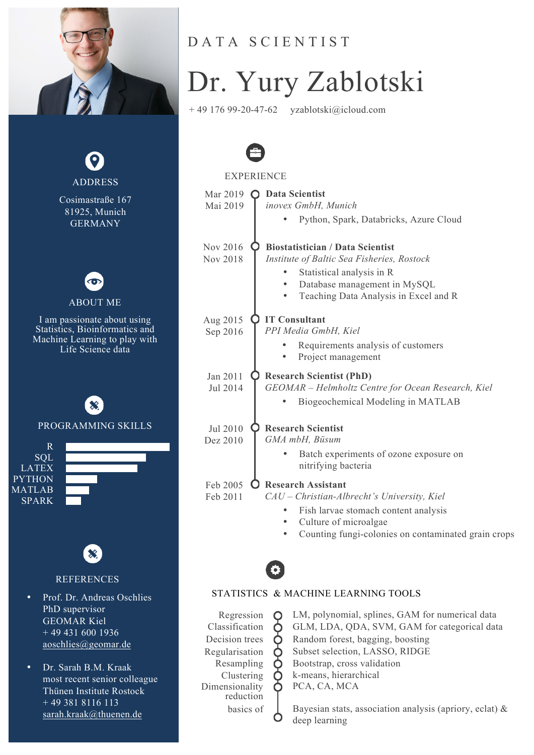# DATA SCIENTIST

# Dr. Yury Zablotski

+ 49 176 99-20-47-62 yzablotski@icloud.com

## ADDRESS

Cosimastraße 167
81925, Munich
GERMANY

## ABOUT ME

I am passionate about using Statistics, Bioinformatics and Machine Learning to play with Life Science data

## PROGRAMMING SKILLS

- R
- SQL
- LATEX
- PYTHON
- MATLAB
- SPARK

## REFERENCES

- Prof. Dr. Andreas Oschlies
  PhD supervisor
  GEOMAR Kiel
  + 49 431 600 1936
  aoschlies@geomar.de

- Dr. Sarah B.M. Kraak
  most recent senior colleague
  Thünen Institute Rostock
  + 49 381 8116 113
  sarah.kraak@thuenen.de

## EXPERIENCE

**Mar 2019 – Mai 2019**
**Data Scientist**
*inovex GmbH, Munich*
- Python, Spark, Databricks, Azure Cloud

**Nov 2016 – Nov 2018**
**Biostatistician / Data Scientist**
*Institute of Baltic Sea Fisheries, Rostock*
- Statistical analysis in R
- Database management in MySQL
- Teaching Data Analysis in Excel and R

**Aug 2015 – Sep 2016**
**IT Consultant**
*PPI Media GmbH, Kiel*
- Requirements analysis of customers
- Project management

**Jan 2011 – Jul 2014**
**Research Scientist (PhD)**
*GEOMAR – Helmholtz Centre for Ocean Research, Kiel*
- Biogeochemical Modeling in MATLAB

**Jul 2010 – Dez 2010**
**Research Scientist**
*GMA mbH, Büsum*
- Batch experiments of ozone exposure on nitrifying bacteria

**Feb 2005 – Feb 2011**
**Research Assistant**
*CAU – Christian-Albrecht's University, Kiel*
- Fish larvae stomach content analysis
- Culture of microalgae
- Counting fungi-colonies on contaminated grain crops

## STATISTICS & MACHINE LEARNING TOOLS

| | |
|---|---|
| Regression | LM, polynomial, splines, GAM for numerical data |
| Classification | GLM, LDA, QDA, SVM, GAM for categorical data |
| Decision trees | Random forest, bagging, boosting |
| Regularisation | Subset selection, LASSO, RIDGE |
| Resampling | Bootstrap, cross validation |
| Clustering | k-means, hierarchical |
| Dimensionality reduction | PCA, CA, MCA |
| basics of | Bayesian stats, association analysis (apriory, eclat) & deep learning |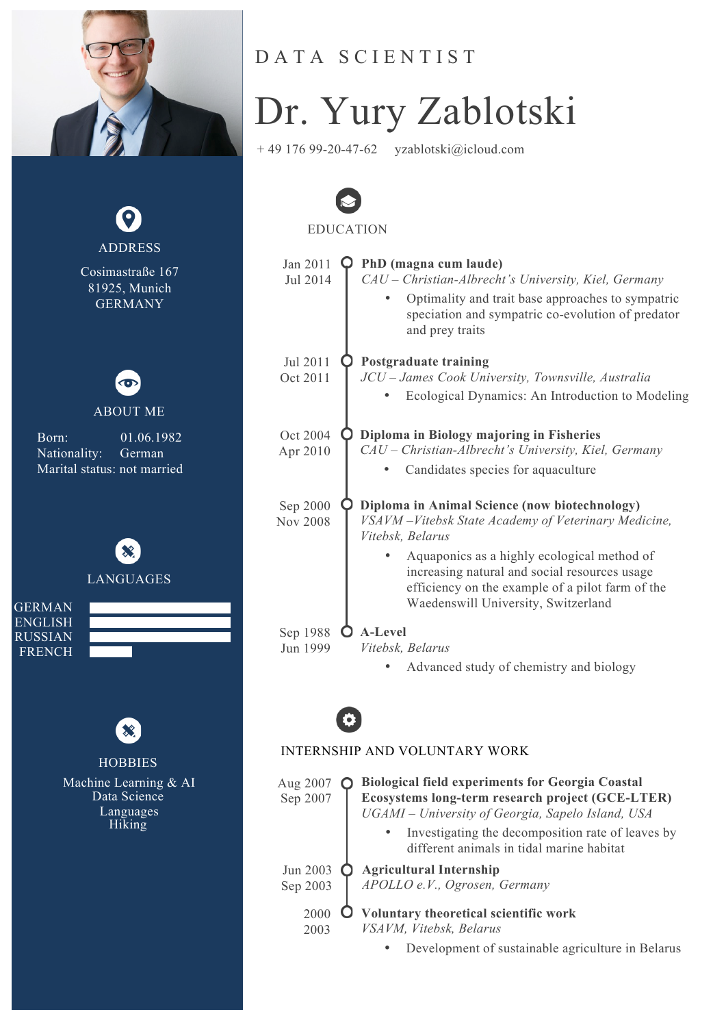DATA SCIENTIST

# Dr. Yury Zablotski

+ 49 176 99-20-47-62 yzablotski@icloud.com

## ADDRESS

Cosimastraße 167
81925, Munich
GERMANY

## ABOUT ME

Born: 01.06.1982
Nationality: German
Marital status: not married

## LANGUAGES

GERMAN
ENGLISH
RUSSIAN
FRENCH

## HOBBIES

Machine Learning & AI
Data Science
Languages
Hiking

## EDUCATION

Jan 2011 – Jul 2014
**PhD (magna cum laude)**
*CAU – Christian-Albrecht's University, Kiel, Germany*
- Optimality and trait base approaches to sympatric speciation and sympatric co-evolution of predator and prey traits

Jul 2011 – Oct 2011
**Postgraduate training**
*JCU – James Cook University, Townsville, Australia*
- Ecological Dynamics: An Introduction to Modeling

Oct 2004 – Apr 2010
**Diploma in Biology majoring in Fisheries**
*CAU – Christian-Albrecht's University, Kiel, Germany*
- Candidates species for aquaculture

Sep 2000 – Nov 2008
**Diploma in Animal Science (now biotechnology)**
*VSAVM –Vitebsk State Academy of Veterinary Medicine, Vitebsk, Belarus*
- Aquaponics as a highly ecological method of increasing natural and social resources usage efficiency on the example of a pilot farm of the Waedenswill University, Switzerland

Sep 1988 – Jun 1999
**A-Level**
*Vitebsk, Belarus*
- Advanced study of chemistry and biology

## INTERNSHIP AND VOLUNTARY WORK

Aug 2007 – Sep 2007
**Biological field experiments for Georgia Coastal Ecosystems long-term research project (GCE-LTER)**
*UGAMI – University of Georgia, Sapelo Island, USA*
- Investigating the decomposition rate of leaves by different animals in tidal marine habitat

Jun 2003 – Sep 2003
**Agricultural Internship**
*APOLLO e.V., Ogrosen, Germany*

2000 – 2003
**Voluntary theoretical scientific work**
*VSAVM, Vitebsk, Belarus*
- Development of sustainable agriculture in Belarus